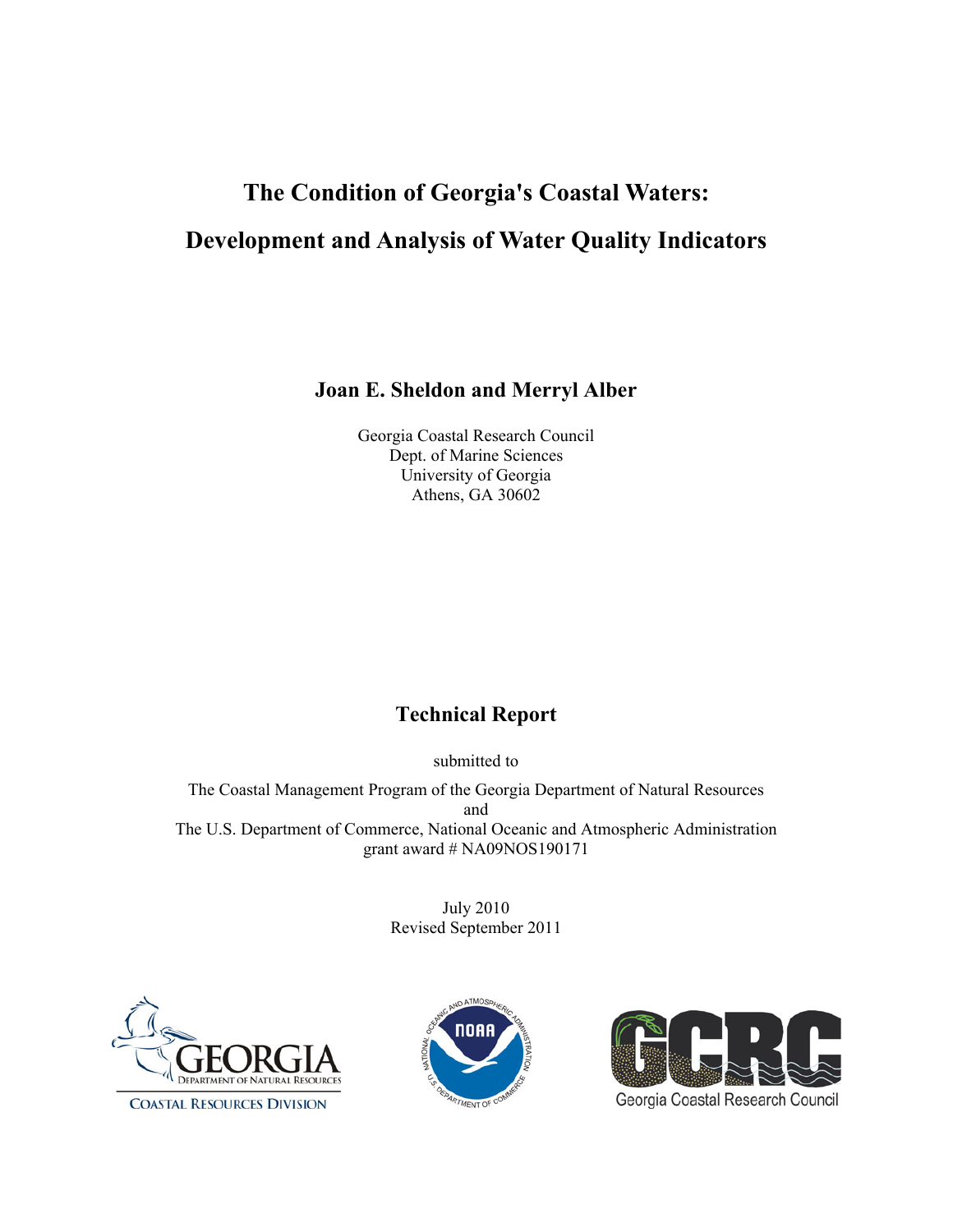# The Condition of Georgia's Coastal Waters:

# Development and Analysis of Water Quality Indicators

**Joan E. Sheldon and Merryl Alber**

Georgia Coastal Research Council
Dept. of Marine Sciences
University of Georgia
Athens, GA 30602

## Technical Report

submitted to

The Coastal Management Program of the Georgia Department of Natural Resources
and
The U.S. Department of Commerce, National Oceanic and Atmospheric Administration
grant award # NA09NOS190171

July 2010
Revised September 2011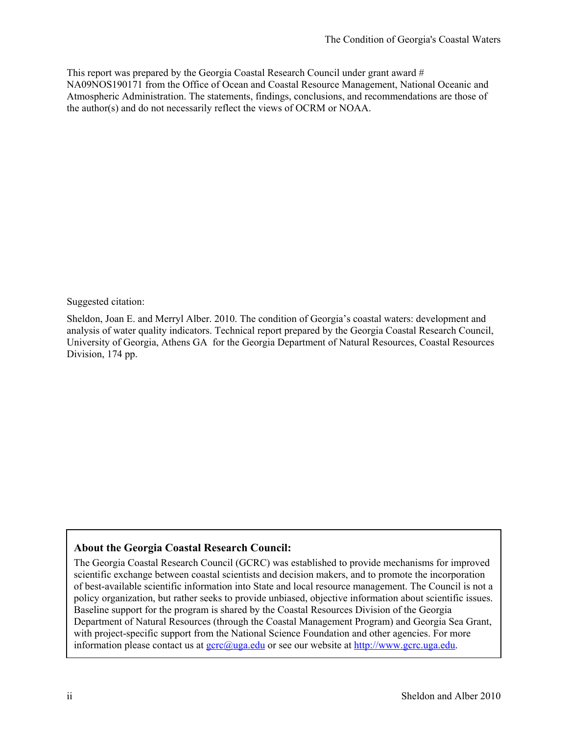This report was prepared by the Georgia Coastal Research Council under grant award # NA09NOS190171 from the Office of Ocean and Coastal Resource Management, National Oceanic and Atmospheric Administration. The statements, findings, conclusions, and recommendations are those of the author(s) and do not necessarily reflect the views of OCRM or NOAA.

Suggested citation:

Sheldon, Joan E. and Merryl Alber. 2010. The condition of Georgia's coastal waters: development and analysis of water quality indicators. Technical report prepared by the Georgia Coastal Research Council, University of Georgia, Athens GA for the Georgia Department of Natural Resources, Coastal Resources Division, 174 pp.

**About the Georgia Coastal Research Council:**

The Georgia Coastal Research Council (GCRC) was established to provide mechanisms for improved scientific exchange between coastal scientists and decision makers, and to promote the incorporation of best-available scientific information into State and local resource management. The Council is not a policy organization, but rather seeks to provide unbiased, objective information about scientific issues. Baseline support for the program is shared by the Coastal Resources Division of the Georgia Department of Natural Resources (through the Coastal Management Program) and Georgia Sea Grant, with project-specific support from the National Science Foundation and other agencies. For more information please contact us at gcrc@uga.edu or see our website at http://www.gcrc.uga.edu.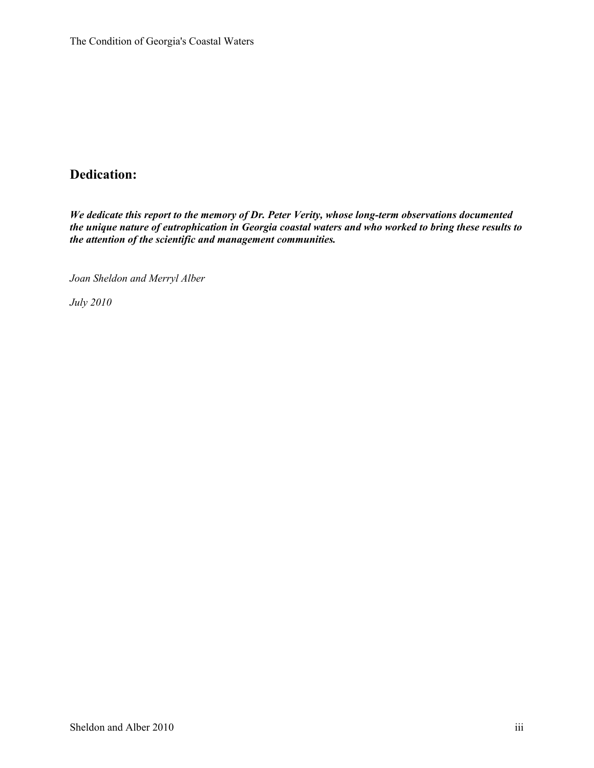## Dedication:

***We dedicate this report to the memory of Dr. Peter Verity, whose long-term observations documented the unique nature of eutrophication in Georgia coastal waters and who worked to bring these results to the attention of the scientific and management communities.***

*Joan Sheldon and Merryl Alber*

*July 2010*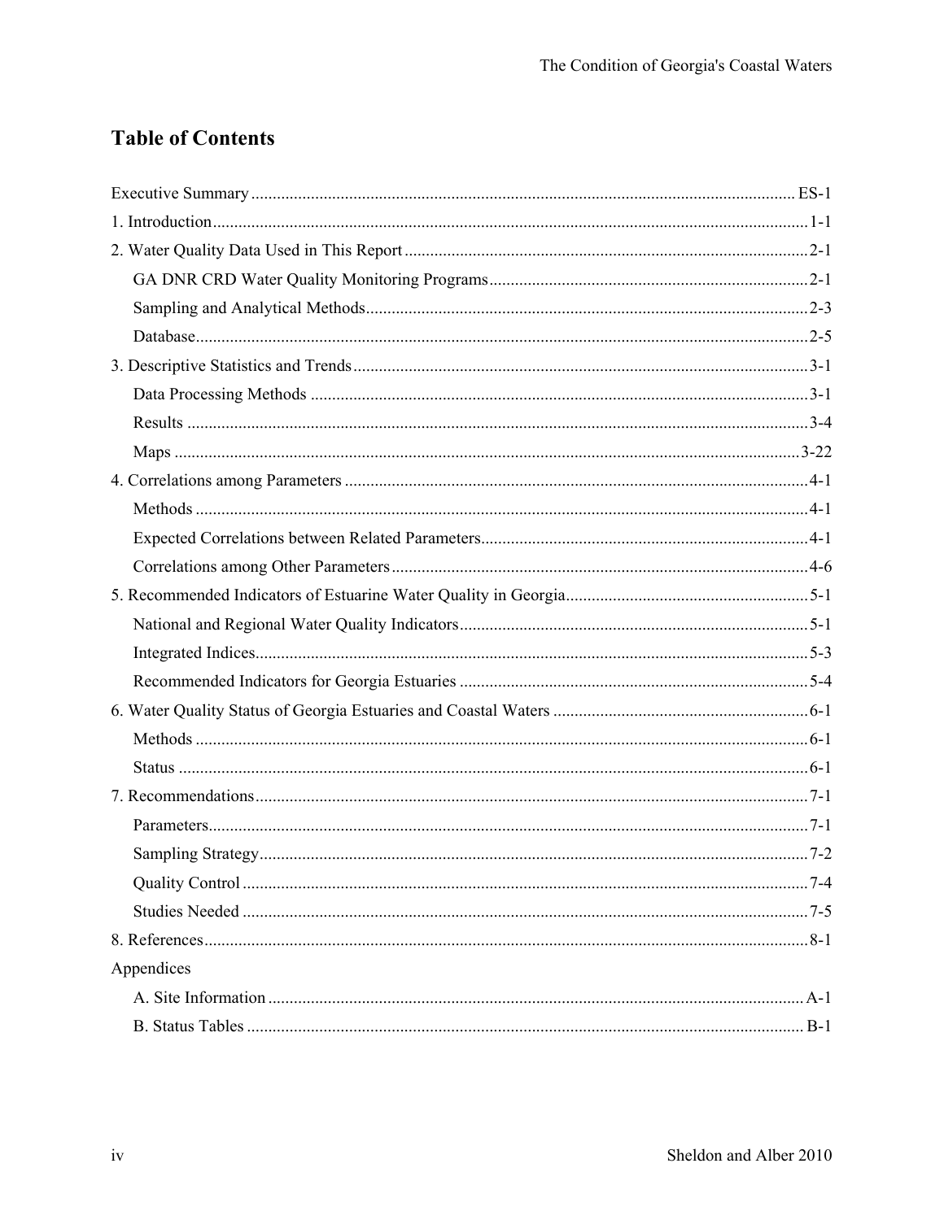# Table of Contents

Executive Summary ............................................................................................................... ES-1

1. Introduction ........................................................................................................................ 1-1

2. Water Quality Data Used in This Report ............................................................................ 2-1

    GA DNR CRD Water Quality Monitoring Programs .......................................................... 2-1

    Sampling and Analytical Methods ...................................................................................... 2-3

    Database ............................................................................................................................. 2-5

3. Descriptive Statistics and Trends ......................................................................................... 3-1

    Data Processing Methods ................................................................................................... 3-1

    Results ................................................................................................................................ 3-4

    Maps ................................................................................................................................. 3-22

4. Correlations among Parameters ........................................................................................... 4-1

    Methods .............................................................................................................................. 4-1

    Expected Correlations between Related Parameters ............................................................ 4-1

    Correlations among Other Parameters ................................................................................ 4-6

5. Recommended Indicators of Estuarine Water Quality in Georgia ........................................ 5-1

    National and Regional Water Quality Indicators ................................................................ 5-1

    Integrated Indices ............................................................................................................... 5-3

    Recommended Indicators for Georgia Estuaries ................................................................ 5-4

6. Water Quality Status of Georgia Estuaries and Coastal Waters ........................................... 6-1

    Methods .............................................................................................................................. 6-1

    Status .................................................................................................................................. 6-1

7. Recommendations ............................................................................................................... 7-1

    Parameters ........................................................................................................................... 7-1

    Sampling Strategy ............................................................................................................... 7-2

    Quality Control ................................................................................................................... 7-4

    Studies Needed ................................................................................................................... 7-5

8. References ........................................................................................................................... 8-1

Appendices

    A. Site Information ............................................................................................................. A-1

    B. Status Tables .................................................................................................................. B-1